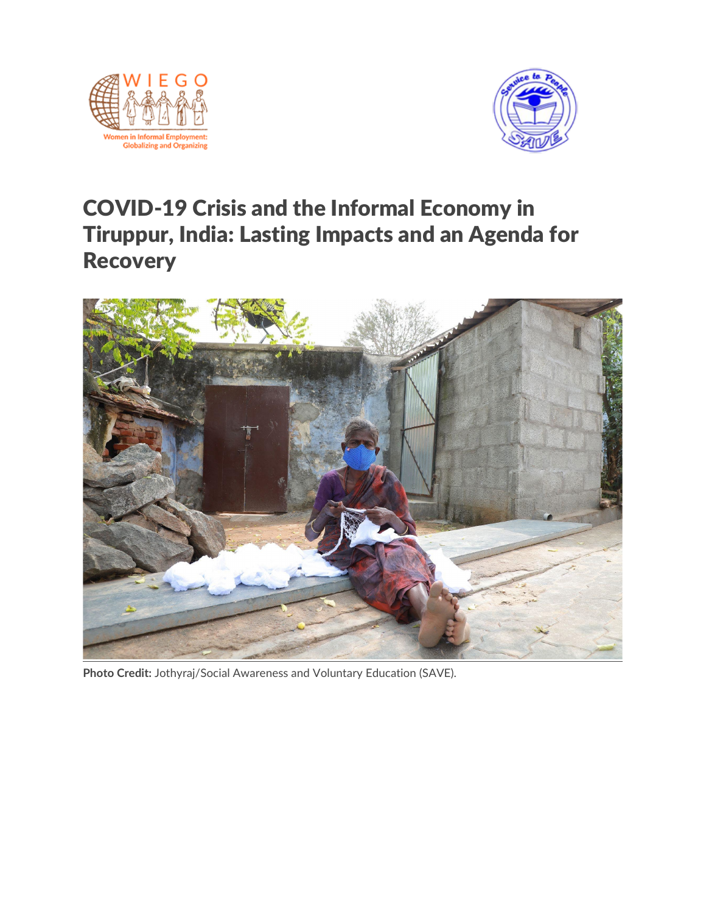# COVID-19 Crisis and the Informal Economy in Tiruppur, India: Lasting Impacts and an Agenda for Recovery

**Photo Credit:** Jothyraj/Social Awareness and Voluntary Education (SAVE).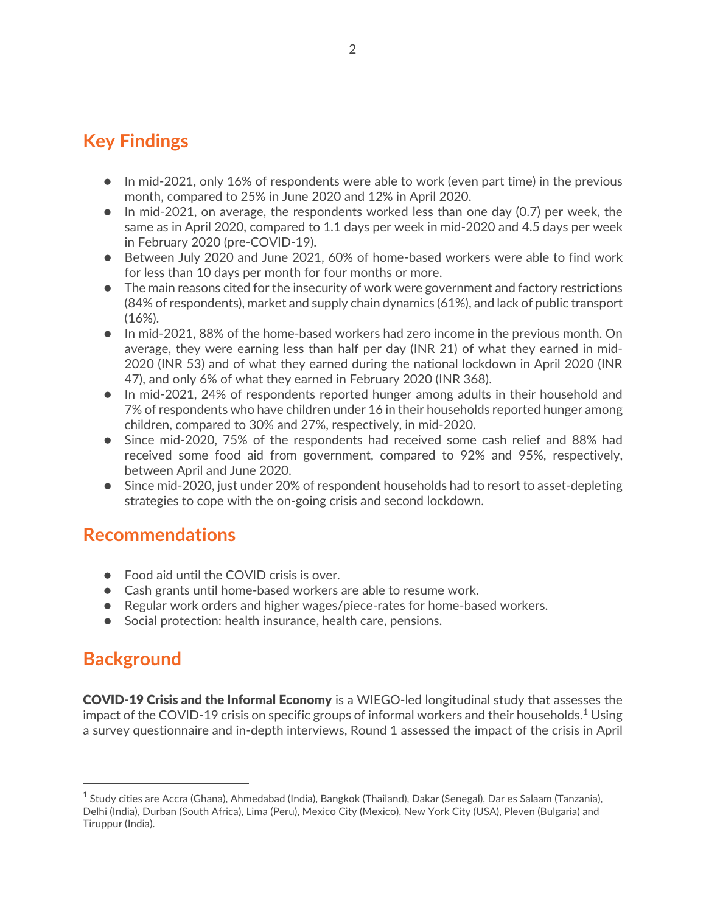## Key Findings

- In mid-2021, only 16% of respondents were able to work (even part time) in the previous month, compared to 25% in June 2020 and 12% in April 2020.
- In mid-2021, on average, the respondents worked less than one day (0.7) per week, the same as in April 2020, compared to 1.1 days per week in mid-2020 and 4.5 days per week in February 2020 (pre-COVID-19).
- Between July 2020 and June 2021, 60% of home-based workers were able to find work for less than 10 days per month for four months or more.
- The main reasons cited for the insecurity of work were government and factory restrictions (84% of respondents), market and supply chain dynamics (61%), and lack of public transport (16%).
- In mid-2021, 88% of the home-based workers had zero income in the previous month. On average, they were earning less than half per day (INR 21) of what they earned in mid-2020 (INR 53) and of what they earned during the national lockdown in April 2020 (INR 47), and only 6% of what they earned in February 2020 (INR 368).
- In mid-2021, 24% of respondents reported hunger among adults in their household and 7% of respondents who have children under 16 in their households reported hunger among children, compared to 30% and 27%, respectively, in mid-2020.
- Since mid-2020, 75% of the respondents had received some cash relief and 88% had received some food aid from government, compared to 92% and 95%, respectively, between April and June 2020.
- Since mid-2020, just under 20% of respondent households had to resort to asset-depleting strategies to cope with the on-going crisis and second lockdown.

## Recommendations

- Food aid until the COVID crisis is over.
- Cash grants until home-based workers are able to resume work.
- Regular work orders and higher wages/piece-rates for home-based workers.
- Social protection: health insurance, health care, pensions.

## Background

**COVID-19 Crisis and the Informal Economy** is a WIEGO-led longitudinal study that assesses the impact of the COVID-19 crisis on specific groups of informal workers and their households.[1] Using a survey questionnaire and in-depth interviews, Round 1 assessed the impact of the crisis in April

[1] Study cities are Accra (Ghana), Ahmedabad (India), Bangkok (Thailand), Dakar (Senegal), Dar es Salaam (Tanzania), Delhi (India), Durban (South Africa), Lima (Peru), Mexico City (Mexico), New York City (USA), Pleven (Bulgaria) and Tiruppur (India).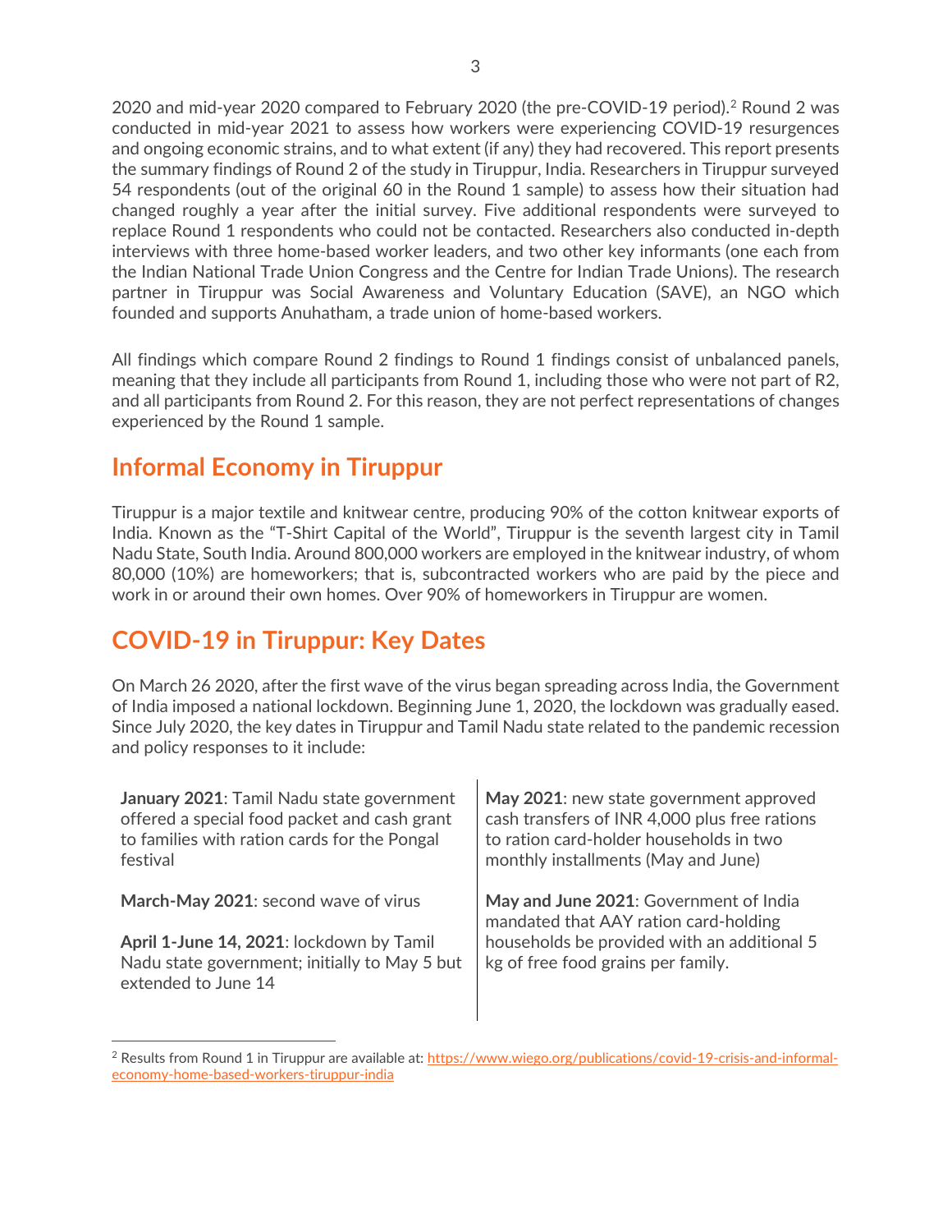2020 and mid-year 2020 compared to February 2020 (the pre-COVID-19 period).[2] Round 2 was conducted in mid-year 2021 to assess how workers were experiencing COVID-19 resurgences and ongoing economic strains, and to what extent (if any) they had recovered. This report presents the summary findings of Round 2 of the study in Tiruppur, India. Researchers in Tiruppur surveyed 54 respondents (out of the original 60 in the Round 1 sample) to assess how their situation had changed roughly a year after the initial survey. Five additional respondents were surveyed to replace Round 1 respondents who could not be contacted. Researchers also conducted in-depth interviews with three home-based worker leaders, and two other key informants (one each from the Indian National Trade Union Congress and the Centre for Indian Trade Unions). The research partner in Tiruppur was Social Awareness and Voluntary Education (SAVE), an NGO which founded and supports Anuhatham, a trade union of home-based workers.

All findings which compare Round 2 findings to Round 1 findings consist of unbalanced panels, meaning that they include all participants from Round 1, including those who were not part of R2, and all participants from Round 2. For this reason, they are not perfect representations of changes experienced by the Round 1 sample.

## Informal Economy in Tiruppur

Tiruppur is a major textile and knitwear centre, producing 90% of the cotton knitwear exports of India. Known as the "T-Shirt Capital of the World", Tiruppur is the seventh largest city in Tamil Nadu State, South India. Around 800,000 workers are employed in the knitwear industry, of whom 80,000 (10%) are homeworkers; that is, subcontracted workers who are paid by the piece and work in or around their own homes. Over 90% of homeworkers in Tiruppur are women.

## COVID-19 in Tiruppur: Key Dates

On March 26 2020, after the first wave of the virus began spreading across India, the Government of India imposed a national lockdown. Beginning June 1, 2020, the lockdown was gradually eased. Since July 2020, the key dates in Tiruppur and Tamil Nadu state related to the pandemic recession and policy responses to it include:

**January 2021**: Tamil Nadu state government offered a special food packet and cash grant to families with ration cards for the Pongal festival

**March-May 2021**: second wave of virus

**April 1-June 14, 2021**: lockdown by Tamil Nadu state government; initially to May 5 but extended to June 14

**May 2021**: new state government approved cash transfers of INR 4,000 plus free rations to ration card-holder households in two monthly installments (May and June)

**May and June 2021**: Government of India mandated that AAY ration card-holding households be provided with an additional 5 kg of free food grains per family.

---

[2] Results from Round 1 in Tiruppur are available at: https://www.wiego.org/publications/covid-19-crisis-and-informal-economy-home-based-workers-tiruppur-india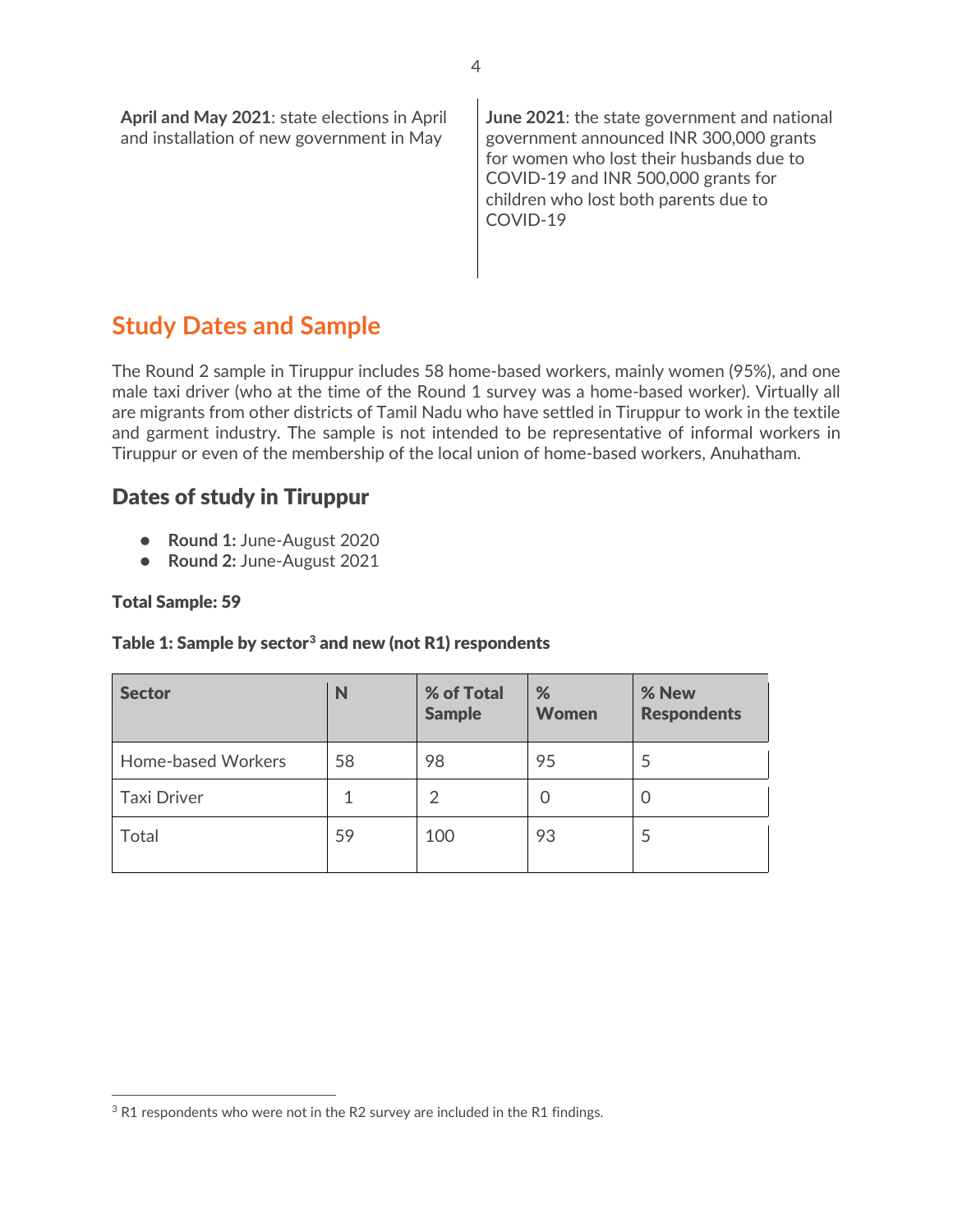**April and May 2021**: state elections in April and installation of new government in May

**June 2021**: the state government and national government announced INR 300,000 grants for women who lost their husbands due to COVID-19 and INR 500,000 grants for children who lost both parents due to COVID-19

## Study Dates and Sample

The Round 2 sample in Tiruppur includes 58 home-based workers, mainly women (95%), and one male taxi driver (who at the time of the Round 1 survey was a home-based worker). Virtually all are migrants from other districts of Tamil Nadu who have settled in Tiruppur to work in the textile and garment industry. The sample is not intended to be representative of informal workers in Tiruppur or even of the membership of the local union of home-based workers, Anuhatham.

### Dates of study in Tiruppur

- **Round 1:** June-August 2020
- **Round 2:** June-August 2021

**Total Sample: 59**

**Table 1: Sample by sector[3] and new (not R1) respondents**

| Sector | N | % of Total Sample | % Women | % New Respondents |
|---|---|---|---|---|
| Home-based Workers | 58 | 98 | 95 | 5 |
| Taxi Driver | 1 | 2 | 0 | 0 |
| Total | 59 | 100 | 93 | 5 |

[3] R1 respondents who were not in the R2 survey are included in the R1 findings.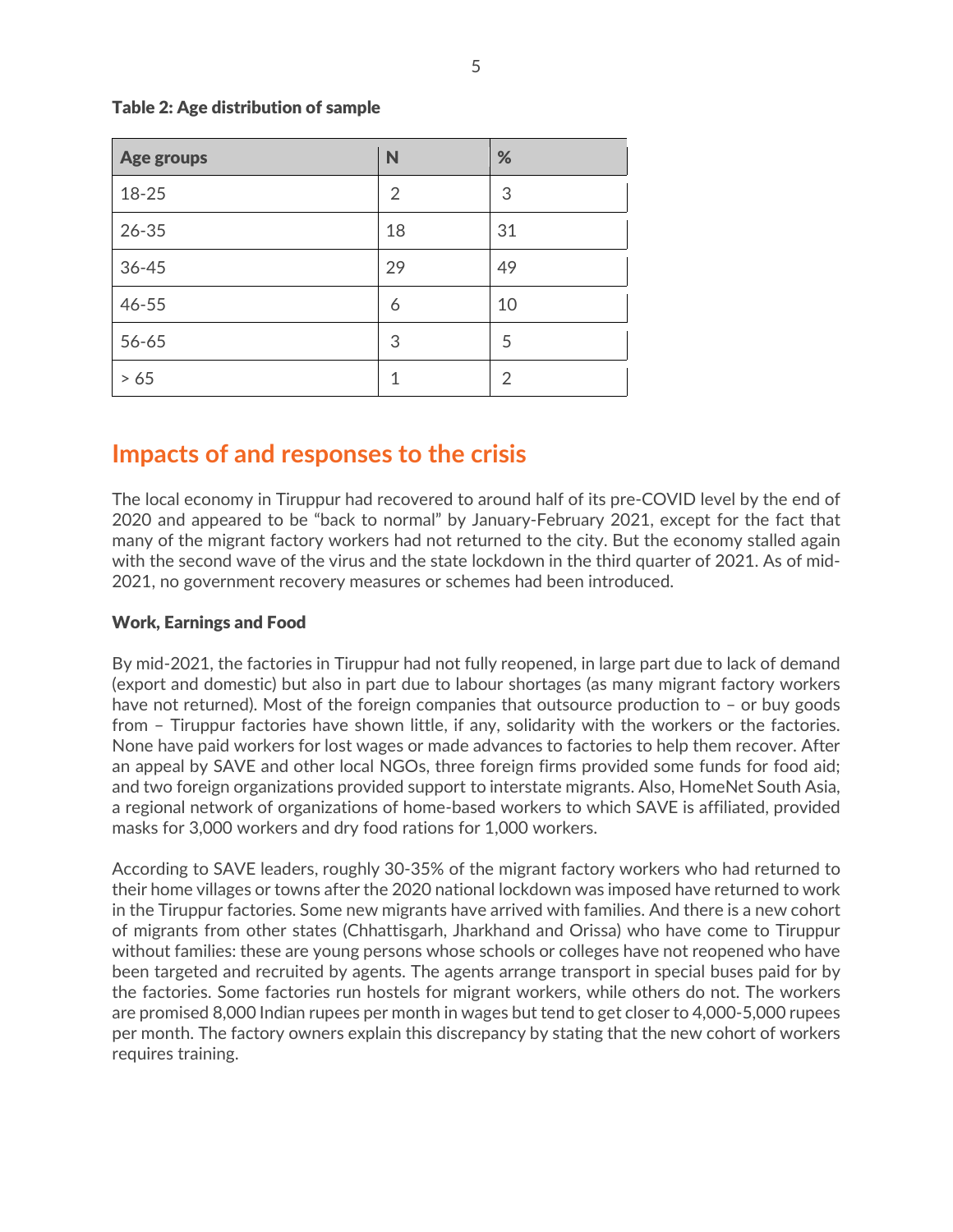**Table 2: Age distribution of sample**

| Age groups | N | % |
|---|---|---|
| 18-25 | 2 | 3 |
| 26-35 | 18 | 31 |
| 36-45 | 29 | 49 |
| 46-55 | 6 | 10 |
| 56-65 | 3 | 5 |
| > 65 | 1 | 2 |

## Impacts of and responses to the crisis

The local economy in Tiruppur had recovered to around half of its pre-COVID level by the end of 2020 and appeared to be "back to normal" by January-February 2021, except for the fact that many of the migrant factory workers had not returned to the city. But the economy stalled again with the second wave of the virus and the state lockdown in the third quarter of 2021. As of mid-2021, no government recovery measures or schemes had been introduced.

### Work, Earnings and Food

By mid-2021, the factories in Tiruppur had not fully reopened, in large part due to lack of demand (export and domestic) but also in part due to labour shortages (as many migrant factory workers have not returned). Most of the foreign companies that outsource production to – or buy goods from – Tiruppur factories have shown little, if any, solidarity with the workers or the factories. None have paid workers for lost wages or made advances to factories to help them recover. After an appeal by SAVE and other local NGOs, three foreign firms provided some funds for food aid; and two foreign organizations provided support to interstate migrants. Also, HomeNet South Asia, a regional network of organizations of home-based workers to which SAVE is affiliated, provided masks for 3,000 workers and dry food rations for 1,000 workers.

According to SAVE leaders, roughly 30-35% of the migrant factory workers who had returned to their home villages or towns after the 2020 national lockdown was imposed have returned to work in the Tiruppur factories. Some new migrants have arrived with families. And there is a new cohort of migrants from other states (Chhattisgarh, Jharkhand and Orissa) who have come to Tiruppur without families: these are young persons whose schools or colleges have not reopened who have been targeted and recruited by agents. The agents arrange transport in special buses paid for by the factories. Some factories run hostels for migrant workers, while others do not. The workers are promised 8,000 Indian rupees per month in wages but tend to get closer to 4,000-5,000 rupees per month. The factory owners explain this discrepancy by stating that the new cohort of workers requires training.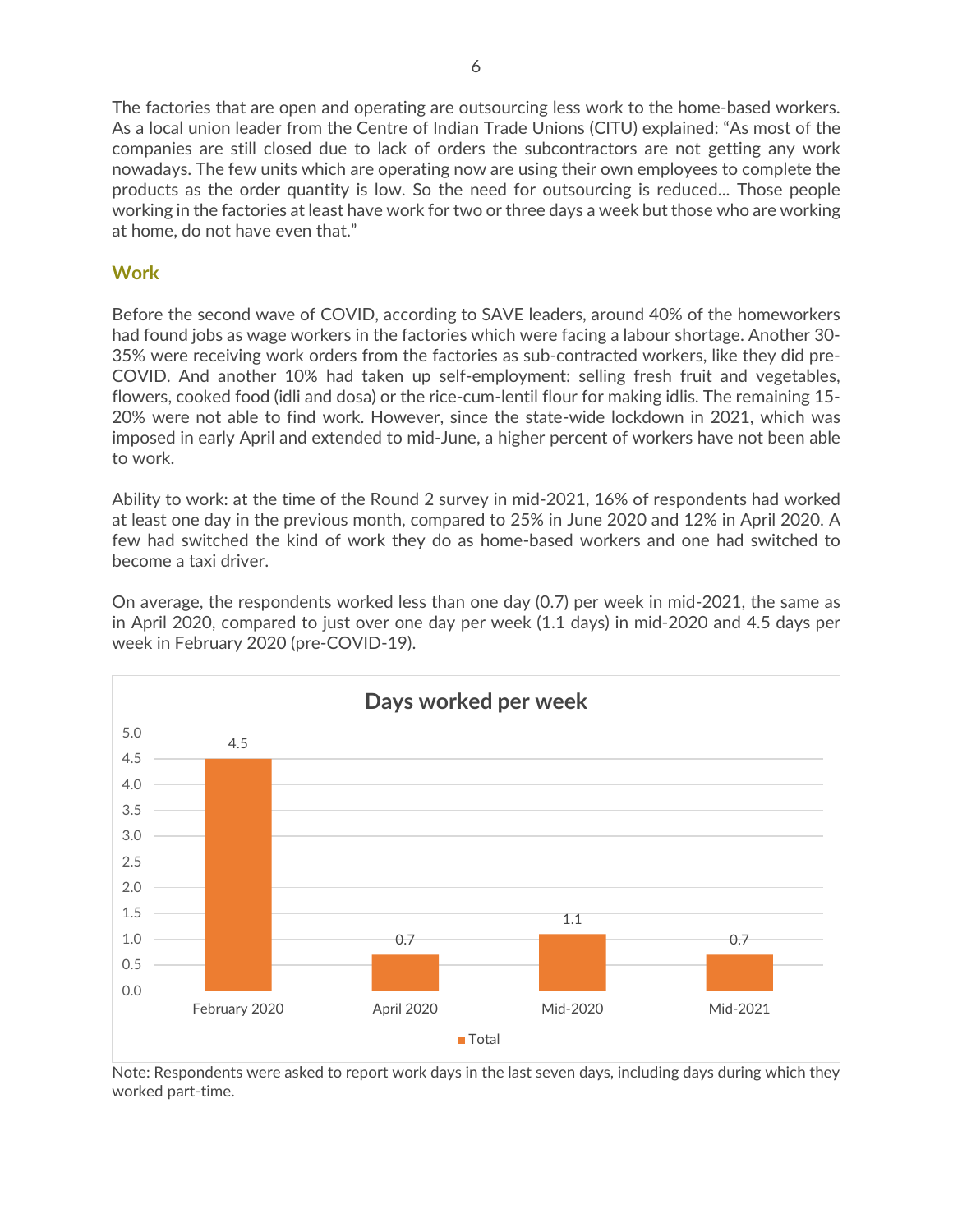The factories that are open and operating are outsourcing less work to the home-based workers. As a local union leader from the Centre of Indian Trade Unions (CITU) explained: "As most of the companies are still closed due to lack of orders the subcontractors are not getting any work nowadays. The few units which are operating now are using their own employees to complete the products as the order quantity is low. So the need for outsourcing is reduced... Those people working in the factories at least have work for two or three days a week but those who are working at home, do not have even that."

## Work

Before the second wave of COVID, according to SAVE leaders, around 40% of the homeworkers had found jobs as wage workers in the factories which were facing a labour shortage. Another 30-35% were receiving work orders from the factories as sub-contracted workers, like they did pre-COVID. And another 10% had taken up self-employment: selling fresh fruit and vegetables, flowers, cooked food (idli and dosa) or the rice-cum-lentil flour for making idlis. The remaining 15-20% were not able to find work. However, since the state-wide lockdown in 2021, which was imposed in early April and extended to mid-June, a higher percent of workers have not been able to work.

Ability to work: at the time of the Round 2 survey in mid-2021, 16% of respondents had worked at least one day in the previous month, compared to 25% in June 2020 and 12% in April 2020. A few had switched the kind of work they do as home-based workers and one had switched to become a taxi driver.

On average, the respondents worked less than one day (0.7) per week in mid-2021, the same as in April 2020, compared to just over one day per week (1.1 days) in mid-2020 and 4.5 days per week in February 2020 (pre-COVID-19).

**Days worked per week**

| | February 2020 | April 2020 | Mid-2020 | Mid-2021 |
|---|---|---|---|---|
| Total | 4.5 | 0.7 | 1.1 | 0.7 |

Note: Respondents were asked to report work days in the last seven days, including days during which they worked part-time.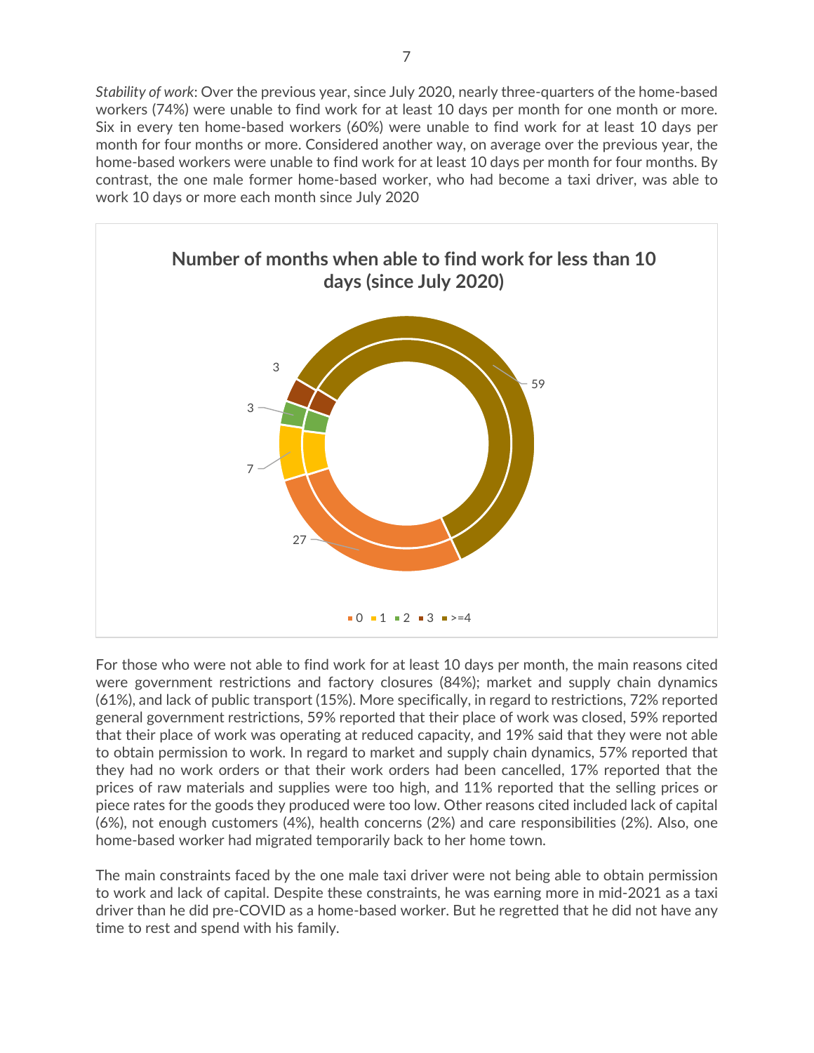*Stability of work*: Over the previous year, since July 2020, nearly three-quarters of the home-based workers (74%) were unable to find work for at least 10 days per month for one month or more. Six in every ten home-based workers (60%) were unable to find work for at least 10 days per month for four months or more. Considered another way, on average over the previous year, the home-based workers were unable to find work for at least 10 days per month for four months. By contrast, the one male former home-based worker, who had become a taxi driver, was able to work 10 days or more each month since July 2020

**Number of months when able to find work for less than 10 days (since July 2020)**

| Months | Value |
|---|---|
| 0 | 27 |
| 1 | 7 |
| 2 | 3 |
| 3 | 3 |
| >=4 | 59 |

For those who were not able to find work for at least 10 days per month, the main reasons cited were government restrictions and factory closures (84%); market and supply chain dynamics (61%), and lack of public transport (15%). More specifically, in regard to restrictions, 72% reported general government restrictions, 59% reported that their place of work was closed, 59% reported that their place of work was operating at reduced capacity, and 19% said that they were not able to obtain permission to work. In regard to market and supply chain dynamics, 57% reported that they had no work orders or that their work orders had been cancelled, 17% reported that the prices of raw materials and supplies were too high, and 11% reported that the selling prices or piece rates for the goods they produced were too low. Other reasons cited included lack of capital (6%), not enough customers (4%), health concerns (2%) and care responsibilities (2%). Also, one home-based worker had migrated temporarily back to her home town.

The main constraints faced by the one male taxi driver were not being able to obtain permission to work and lack of capital. Despite these constraints, he was earning more in mid-2021 as a taxi driver than he did pre-COVID as a home-based worker. But he regretted that he did not have any time to rest and spend with his family.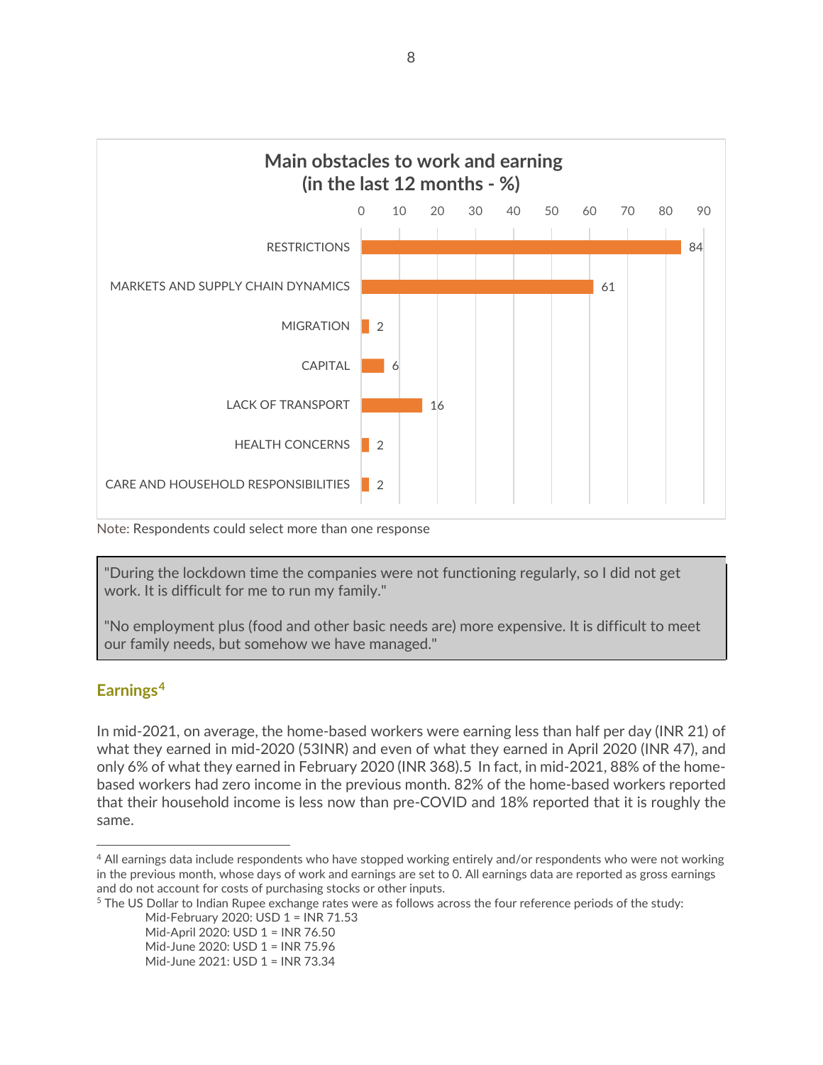**Main obstacles to work and earning (in the last 12 months - %)**

| Obstacle | % |
| --- | --- |
| RESTRICTIONS | 84 |
| MARKETS AND SUPPLY CHAIN DYNAMICS | 61 |
| MIGRATION | 2 |
| CAPITAL | 6 |
| LACK OF TRANSPORT | 16 |
| HEALTH CONCERNS | 2 |
| CARE AND HOUSEHOLD RESPONSIBILITIES | 2 |

Note: Respondents could select more than one response

> "During the lockdown time the companies were not functioning regularly, so I did not get work. It is difficult for me to run my family."
>
> "No employment plus (food and other basic needs are) more expensive. It is difficult to meet our family needs, but somehow we have managed."

## Earnings[4]

In mid-2021, on average, the home-based workers were earning less than half per day (INR 21) of what they earned in mid-2020 (53INR) and even of what they earned in April 2020 (INR 47), and only 6% of what they earned in February 2020 (INR 368).5 In fact, in mid-2021, 88% of the home-based workers had zero income in the previous month. 82% of the home-based workers reported that their household income is less now than pre-COVID and 18% reported that it is roughly the same.

---

[4] All earnings data include respondents who have stopped working entirely and/or respondents who were not working in the previous month, whose days of work and earnings are set to 0. All earnings data are reported as gross earnings and do not account for costs of purchasing stocks or other inputs.

[5] The US Dollar to Indian Rupee exchange rates were as follows across the four reference periods of the study:

- Mid-February 2020: USD 1 = INR 71.53
- Mid-April 2020: USD 1 = INR 76.50
- Mid-June 2020: USD 1 = INR 75.96
- Mid-June 2021: USD 1 = INR 73.34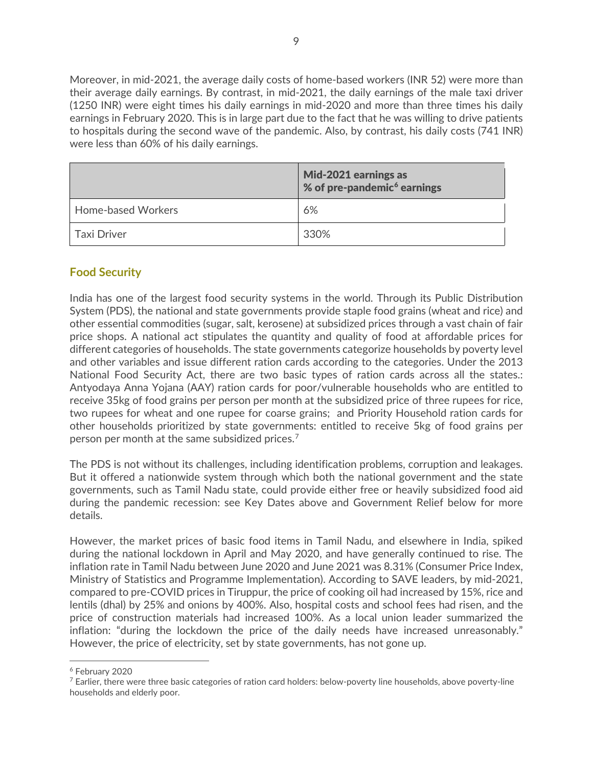Moreover, in mid-2021, the average daily costs of home-based workers (INR 52) were more than their average daily earnings. By contrast, in mid-2021, the daily earnings of the male taxi driver (1250 INR) were eight times his daily earnings in mid-2020 and more than three times his daily earnings in February 2020. This is in large part due to the fact that he was willing to drive patients to hospitals during the second wave of the pandemic. Also, by contrast, his daily costs (741 INR) were less than 60% of his daily earnings.

| | **Mid-2021 earnings as % of pre-pandemic[6] earnings** |
|---|---|
| Home-based Workers | 6% |
| Taxi Driver | 330% |

## Food Security

India has one of the largest food security systems in the world. Through its Public Distribution System (PDS), the national and state governments provide staple food grains (wheat and rice) and other essential commodities (sugar, salt, kerosene) at subsidized prices through a vast chain of fair price shops. A national act stipulates the quantity and quality of food at affordable prices for different categories of households. The state governments categorize households by poverty level and other variables and issue different ration cards according to the categories. Under the 2013 National Food Security Act, there are two basic types of ration cards across all the states.: Antyodaya Anna Yojana (AAY) ration cards for poor/vulnerable households who are entitled to receive 35kg of food grains per person per month at the subsidized price of three rupees for rice, two rupees for wheat and one rupee for coarse grains; and Priority Household ration cards for other households prioritized by state governments: entitled to receive 5kg of food grains per person per month at the same subsidized prices.[7]

The PDS is not without its challenges, including identification problems, corruption and leakages. But it offered a nationwide system through which both the national government and the state governments, such as Tamil Nadu state, could provide either free or heavily subsidized food aid during the pandemic recession: see Key Dates above and Government Relief below for more details.

However, the market prices of basic food items in Tamil Nadu, and elsewhere in India, spiked during the national lockdown in April and May 2020, and have generally continued to rise. The inflation rate in Tamil Nadu between June 2020 and June 2021 was 8.31% (Consumer Price Index, Ministry of Statistics and Programme Implementation). According to SAVE leaders, by mid-2021, compared to pre-COVID prices in Tiruppur, the price of cooking oil had increased by 15%, rice and lentils (dhal) by 25% and onions by 400%. Also, hospital costs and school fees had risen, and the price of construction materials had increased 100%. As a local union leader summarized the inflation: "during the lockdown the price of the daily needs have increased unreasonably." However, the price of electricity, set by state governments, has not gone up.

[6] February 2020

[7] Earlier, there were three basic categories of ration card holders: below-poverty line households, above poverty-line households and elderly poor.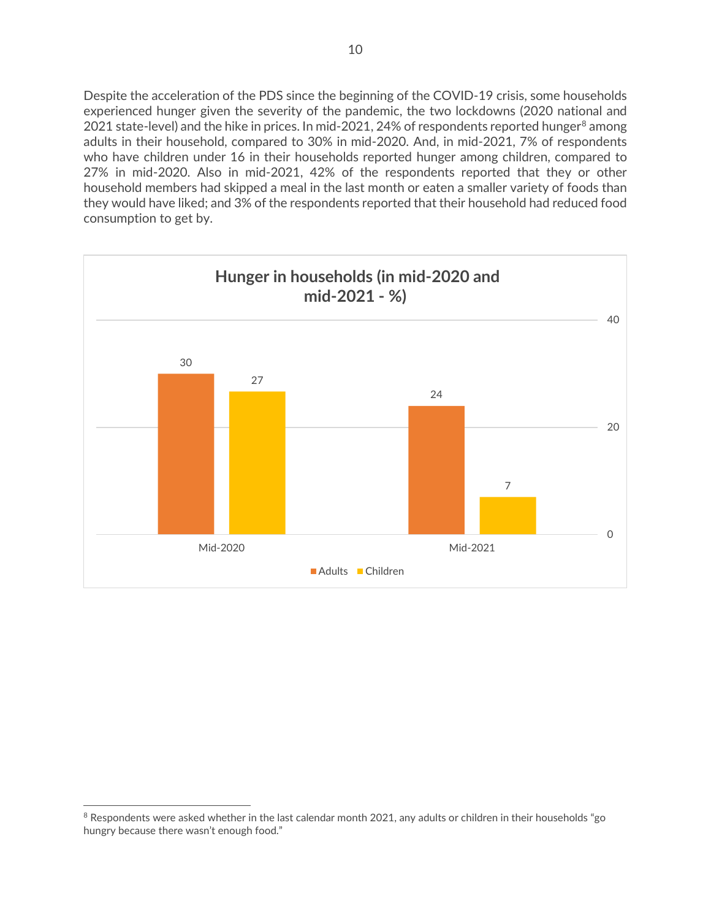Despite the acceleration of the PDS since the beginning of the COVID-19 crisis, some households experienced hunger given the severity of the pandemic, the two lockdowns (2020 national and 2021 state-level) and the hike in prices. In mid-2021, 24% of respondents reported hunger[8] among adults in their household, compared to 30% in mid-2020. And, in mid-2021, 7% of respondents who have children under 16 in their households reported hunger among children, compared to 27% in mid-2020. Also in mid-2021, 42% of the respondents reported that they or other household members had skipped a meal in the last month or eaten a smaller variety of foods than they would have liked; and 3% of the respondents reported that their household had reduced food consumption to get by.

**Hunger in households (in mid-2020 and mid-2021 - %)**

| | Adults | Children |
|---|---|---|
| Mid-2020 | 30 | 27 |
| Mid-2021 | 24 | 7 |

[8] Respondents were asked whether in the last calendar month 2021, any adults or children in their households "go hungry because there wasn't enough food."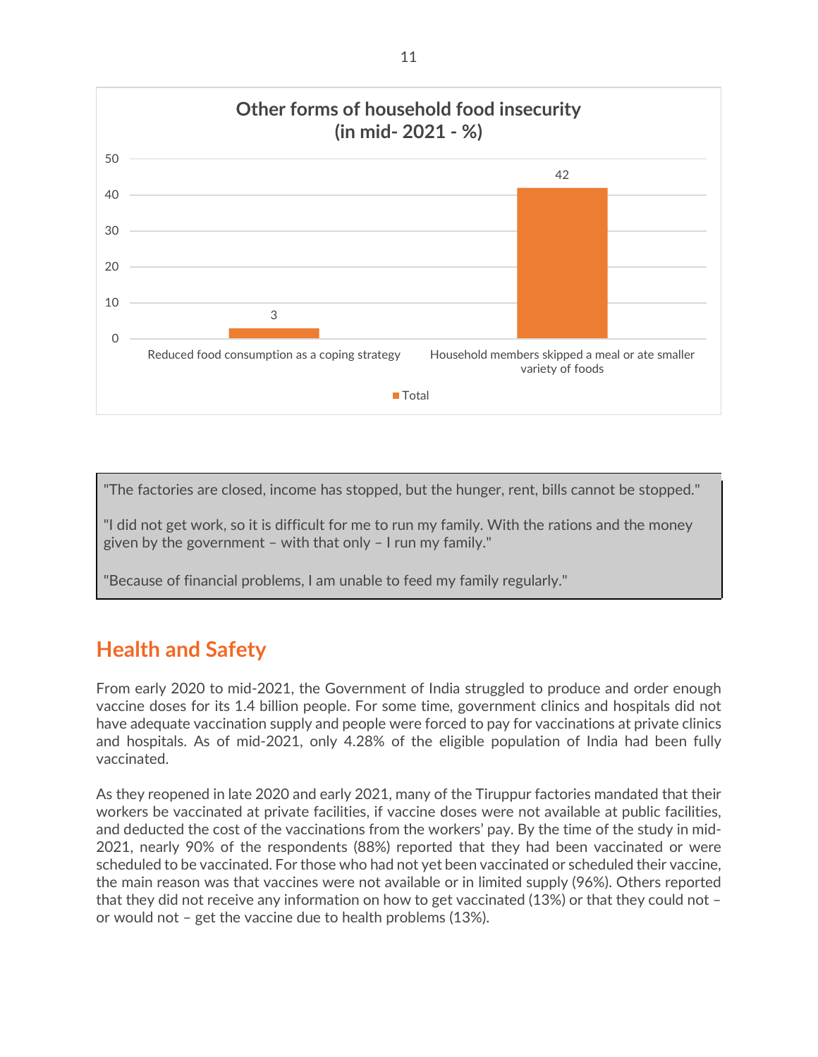**Other forms of household food insecurity (in mid- 2021 - %)**

| | Total |
|---|---|
| Reduced food consumption as a coping strategy | 3 |
| Household members skipped a meal or ate smaller variety of foods | 42 |

> "The factories are closed, income has stopped, but the hunger, rent, bills cannot be stopped."
>
> "I did not get work, so it is difficult for me to run my family. With the rations and the money given by the government – with that only – I run my family."
>
> "Because of financial problems, I am unable to feed my family regularly."

## Health and Safety

From early 2020 to mid-2021, the Government of India struggled to produce and order enough vaccine doses for its 1.4 billion people. For some time, government clinics and hospitals did not have adequate vaccination supply and people were forced to pay for vaccinations at private clinics and hospitals. As of mid-2021, only 4.28% of the eligible population of India had been fully vaccinated.

As they reopened in late 2020 and early 2021, many of the Tiruppur factories mandated that their workers be vaccinated at private facilities, if vaccine doses were not available at public facilities, and deducted the cost of the vaccinations from the workers' pay. By the time of the study in mid-2021, nearly 90% of the respondents (88%) reported that they had been vaccinated or were scheduled to be vaccinated. For those who had not yet been vaccinated or scheduled their vaccine, the main reason was that vaccines were not available or in limited supply (96%). Others reported that they did not receive any information on how to get vaccinated (13%) or that they could not – or would not – get the vaccine due to health problems (13%).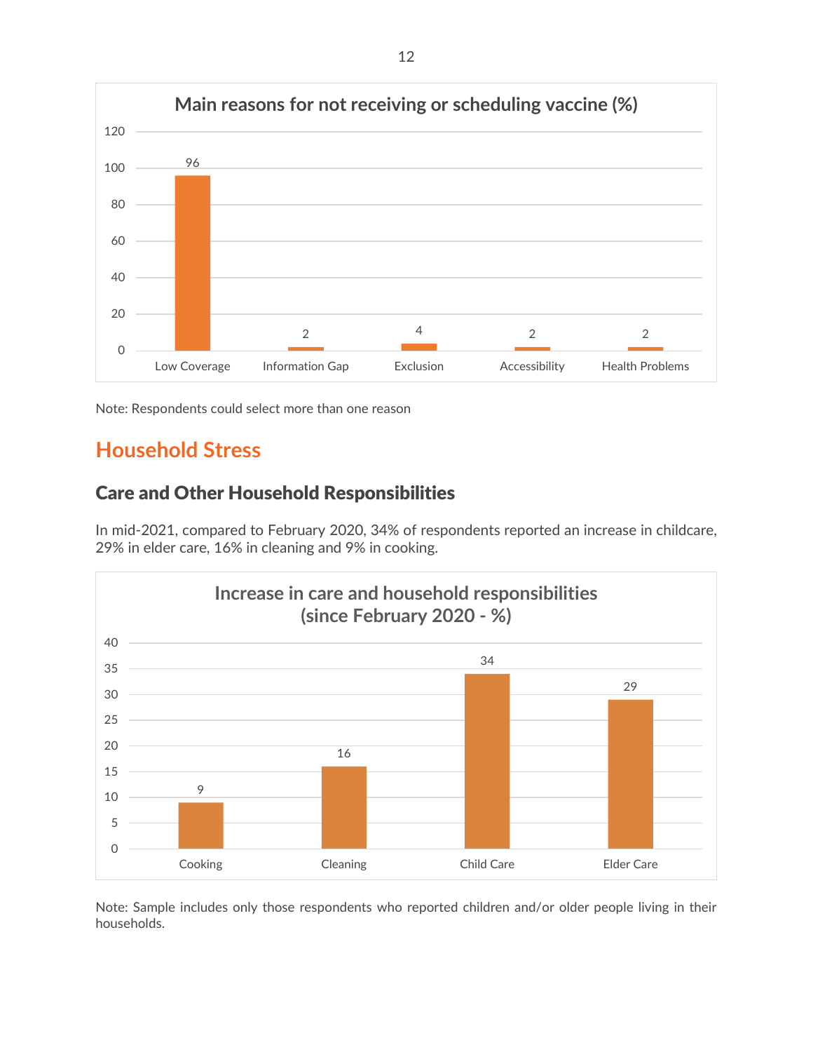**Main reasons for not receiving or scheduling vaccine (%)**

| Reason | % |
| --- | --- |
| Low Coverage | 96 |
| Information Gap | 2 |
| Exclusion | 4 |
| Accessibility | 2 |
| Health Problems | 2 |

Note: Respondents could select more than one reason

## Household Stress

### Care and Other Household Responsibilities

In mid-2021, compared to February 2020, 34% of respondents reported an increase in childcare, 29% in elder care, 16% in cleaning and 9% in cooking.

**Increase in care and household responsibilities (since February 2020 - %)**

| Responsibility | % |
| --- | --- |
| Cooking | 9 |
| Cleaning | 16 |
| Child Care | 34 |
| Elder Care | 29 |

Note: Sample includes only those respondents who reported children and/or older people living in their households.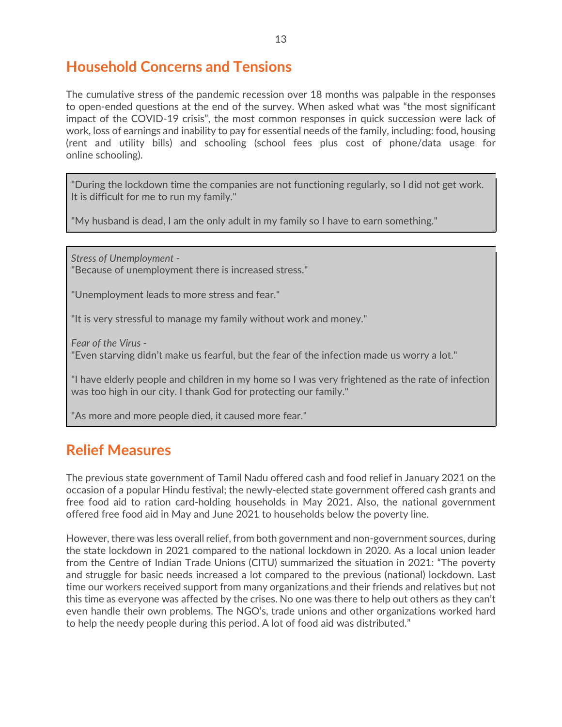## Household Concerns and Tensions

The cumulative stress of the pandemic recession over 18 months was palpable in the responses to open-ended questions at the end of the survey. When asked what was "the most significant impact of the COVID-19 crisis", the most common responses in quick succession were lack of work, loss of earnings and inability to pay for essential needs of the family, including: food, housing (rent and utility bills) and schooling (school fees plus cost of phone/data usage for online schooling).

> "During the lockdown time the companies are not functioning regularly, so I did not get work. It is difficult for me to run my family."
>
> "My husband is dead, I am the only adult in my family so I have to earn something."

> *Stress of Unemployment -*
> "Because of unemployment there is increased stress."
>
> "Unemployment leads to more stress and fear."
>
> "It is very stressful to manage my family without work and money."
>
> *Fear of the Virus -*
> "Even starving didn't make us fearful, but the fear of the infection made us worry a lot."
>
> "I have elderly people and children in my home so I was very frightened as the rate of infection was too high in our city. I thank God for protecting our family."
>
> "As more and more people died, it caused more fear."

## Relief Measures

The previous state government of Tamil Nadu offered cash and food relief in January 2021 on the occasion of a popular Hindu festival; the newly-elected state government offered cash grants and free food aid to ration card-holding households in May 2021. Also, the national government offered free food aid in May and June 2021 to households below the poverty line.

However, there was less overall relief, from both government and non-government sources, during the state lockdown in 2021 compared to the national lockdown in 2020. As a local union leader from the Centre of Indian Trade Unions (CITU) summarized the situation in 2021: "The poverty and struggle for basic needs increased a lot compared to the previous (national) lockdown. Last time our workers received support from many organizations and their friends and relatives but not this time as everyone was affected by the crises. No one was there to help out others as they can't even handle their own problems. The NGO's, trade unions and other organizations worked hard to help the needy people during this period. A lot of food aid was distributed."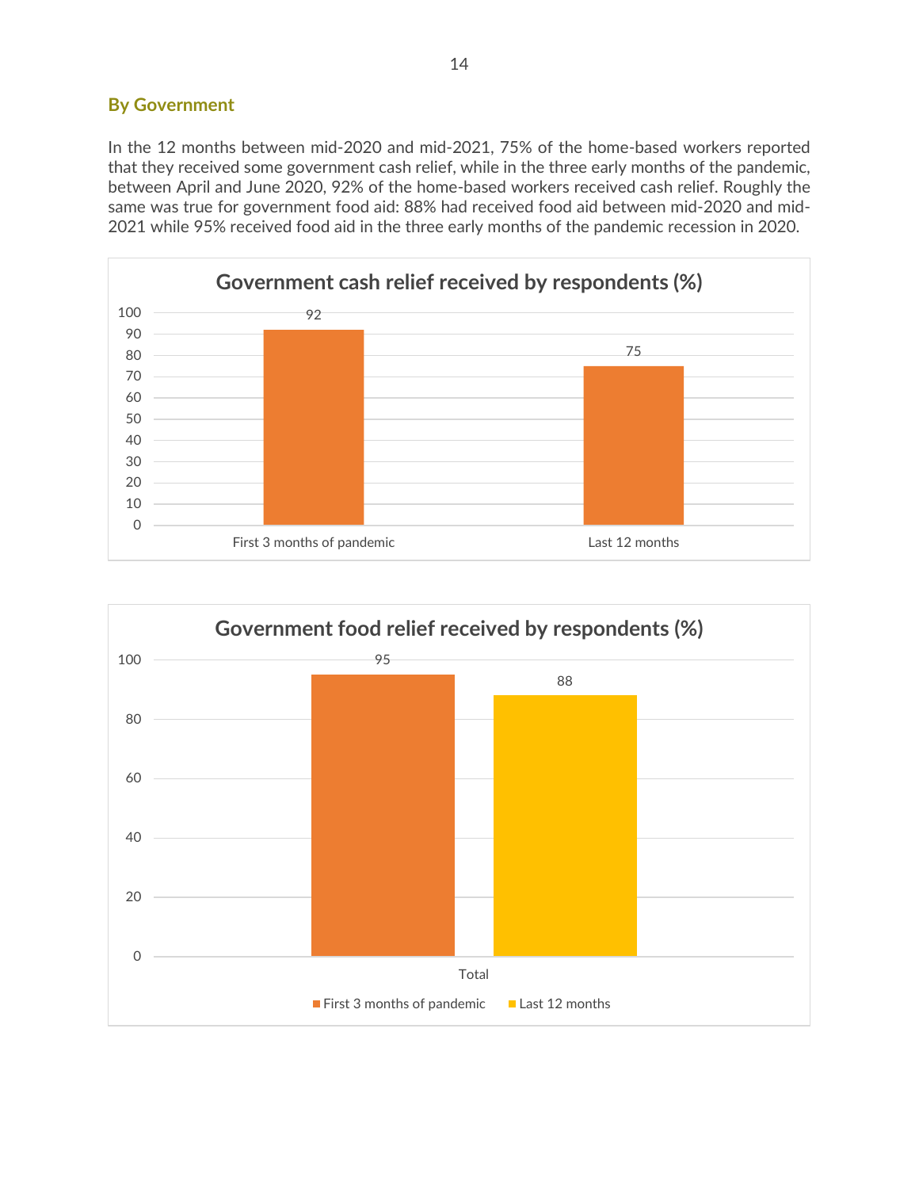### By Government

In the 12 months between mid-2020 and mid-2021, 75% of the home-based workers reported that they received some government cash relief, while in the three early months of the pandemic, between April and June 2020, 92% of the home-based workers received cash relief. Roughly the same was true for government food aid: 88% had received food aid between mid-2020 and mid-2021 while 95% received food aid in the three early months of the pandemic recession in 2020.

**Government cash relief received by respondents (%)**

| | First 3 months of pandemic | Last 12 months |
|---|---|---|
| Cash relief (%) | 92 | 75 |

**Government food relief received by respondents (%)**

| | First 3 months of pandemic | Last 12 months |
|---|---|---|
| Total | 95 | 88 |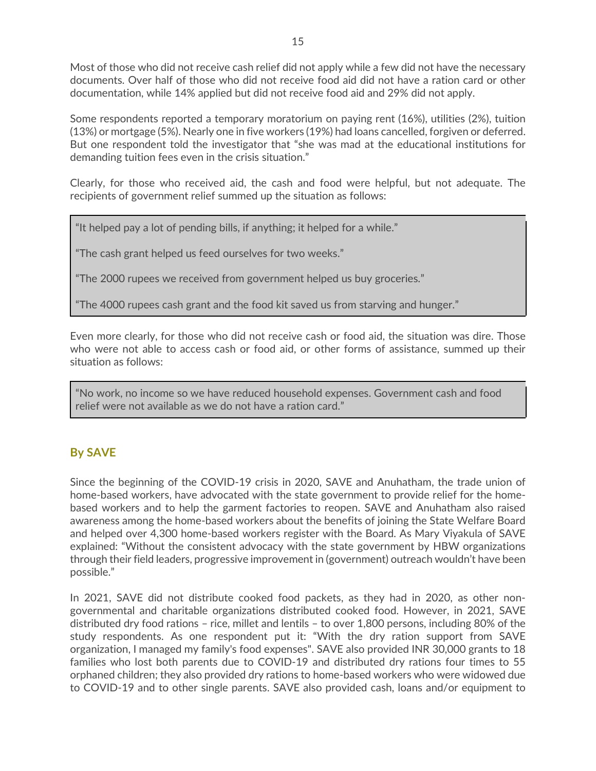Most of those who did not receive cash relief did not apply while a few did not have the necessary documents. Over half of those who did not receive food aid did not have a ration card or other documentation, while 14% applied but did not receive food aid and 29% did not apply.

Some respondents reported a temporary moratorium on paying rent (16%), utilities (2%), tuition (13%) or mortgage (5%). Nearly one in five workers (19%) had loans cancelled, forgiven or deferred. But one respondent told the investigator that "she was mad at the educational institutions for demanding tuition fees even in the crisis situation."

Clearly, for those who received aid, the cash and food were helpful, but not adequate. The recipients of government relief summed up the situation as follows:

> "It helped pay a lot of pending bills, if anything; it helped for a while."
>
> "The cash grant helped us feed ourselves for two weeks."
>
> "The 2000 rupees we received from government helped us buy groceries."
>
> "The 4000 rupees cash grant and the food kit saved us from starving and hunger."

Even more clearly, for those who did not receive cash or food aid, the situation was dire. Those who were not able to access cash or food aid, or other forms of assistance, summed up their situation as follows:

> "No work, no income so we have reduced household expenses. Government cash and food relief were not available as we do not have a ration card."

## By SAVE

Since the beginning of the COVID-19 crisis in 2020, SAVE and Anuhatham, the trade union of home-based workers, have advocated with the state government to provide relief for the home-based workers and to help the garment factories to reopen. SAVE and Anuhatham also raised awareness among the home-based workers about the benefits of joining the State Welfare Board and helped over 4,300 home-based workers register with the Board. As Mary Viyakula of SAVE explained: "Without the consistent advocacy with the state government by HBW organizations through their field leaders, progressive improvement in (government) outreach wouldn't have been possible."

In 2021, SAVE did not distribute cooked food packets, as they had in 2020, as other non-governmental and charitable organizations distributed cooked food. However, in 2021, SAVE distributed dry food rations – rice, millet and lentils – to over 1,800 persons, including 80% of the study respondents. As one respondent put it: "With the dry ration support from SAVE organization, I managed my family's food expenses". SAVE also provided INR 30,000 grants to 18 families who lost both parents due to COVID-19 and distributed dry rations four times to 55 orphaned children; they also provided dry rations to home-based workers who were widowed due to COVID-19 and to other single parents. SAVE also provided cash, loans and/or equipment to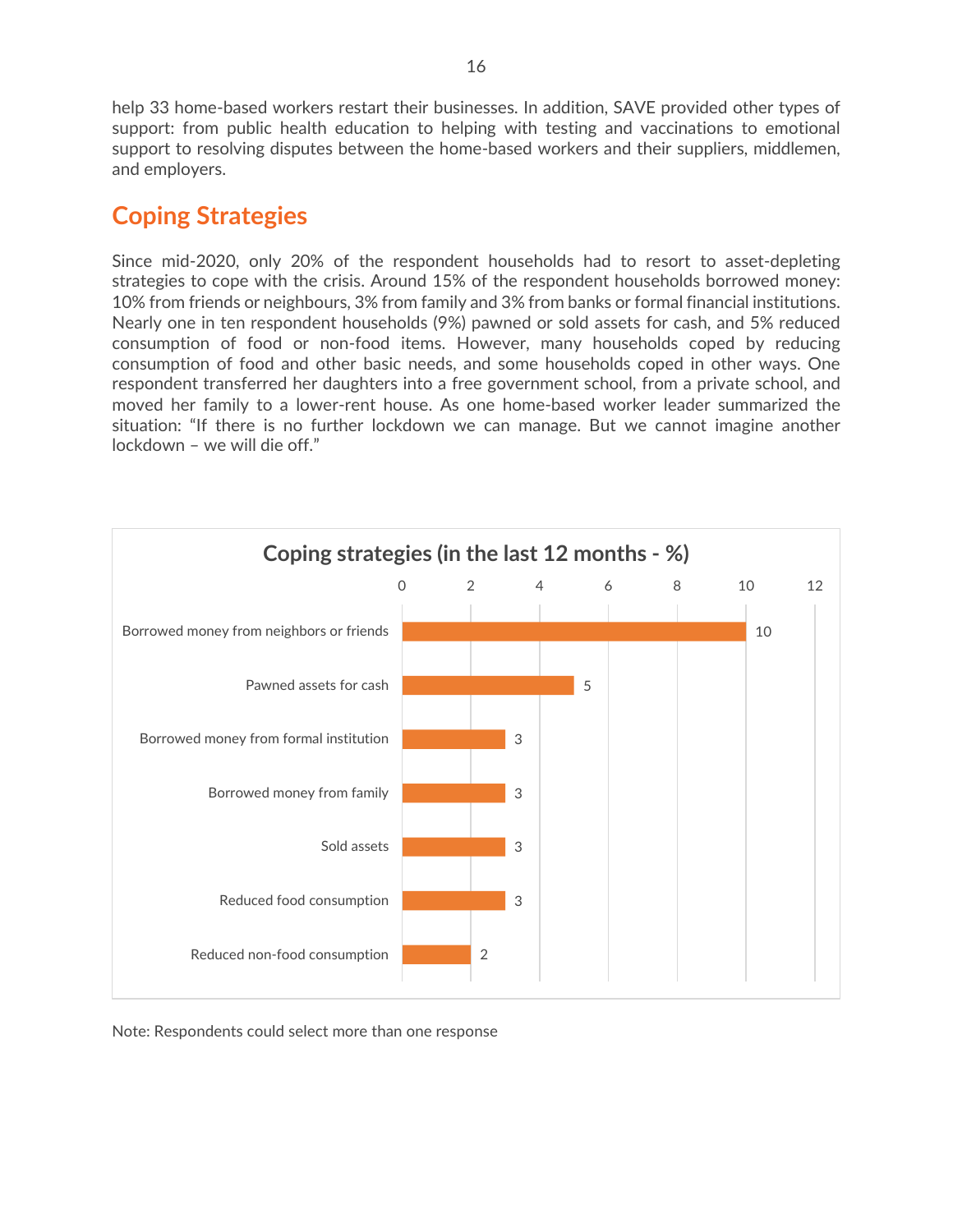help 33 home-based workers restart their businesses. In addition, SAVE provided other types of support: from public health education to helping with testing and vaccinations to emotional support to resolving disputes between the home-based workers and their suppliers, middlemen, and employers.

## Coping Strategies

Since mid-2020, only 20% of the respondent households had to resort to asset-depleting strategies to cope with the crisis. Around 15% of the respondent households borrowed money: 10% from friends or neighbours, 3% from family and 3% from banks or formal financial institutions. Nearly one in ten respondent households (9%) pawned or sold assets for cash, and 5% reduced consumption of food or non-food items. However, many households coped by reducing consumption of food and other basic needs, and some households coped in other ways. One respondent transferred her daughters into a free government school, from a private school, and moved her family to a lower-rent house. As one home-based worker leader summarized the situation: "If there is no further lockdown we can manage. But we cannot imagine another lockdown – we will die off."

**Coping strategies (in the last 12 months - %)**

| Strategy | % |
|---|---|
| Borrowed money from neighbors or friends | 10 |
| Pawned assets for cash | 5 |
| Borrowed money from formal institution | 3 |
| Borrowed money from family | 3 |
| Sold assets | 3 |
| Reduced food consumption | 3 |
| Reduced non-food consumption | 2 |

Note: Respondents could select more than one response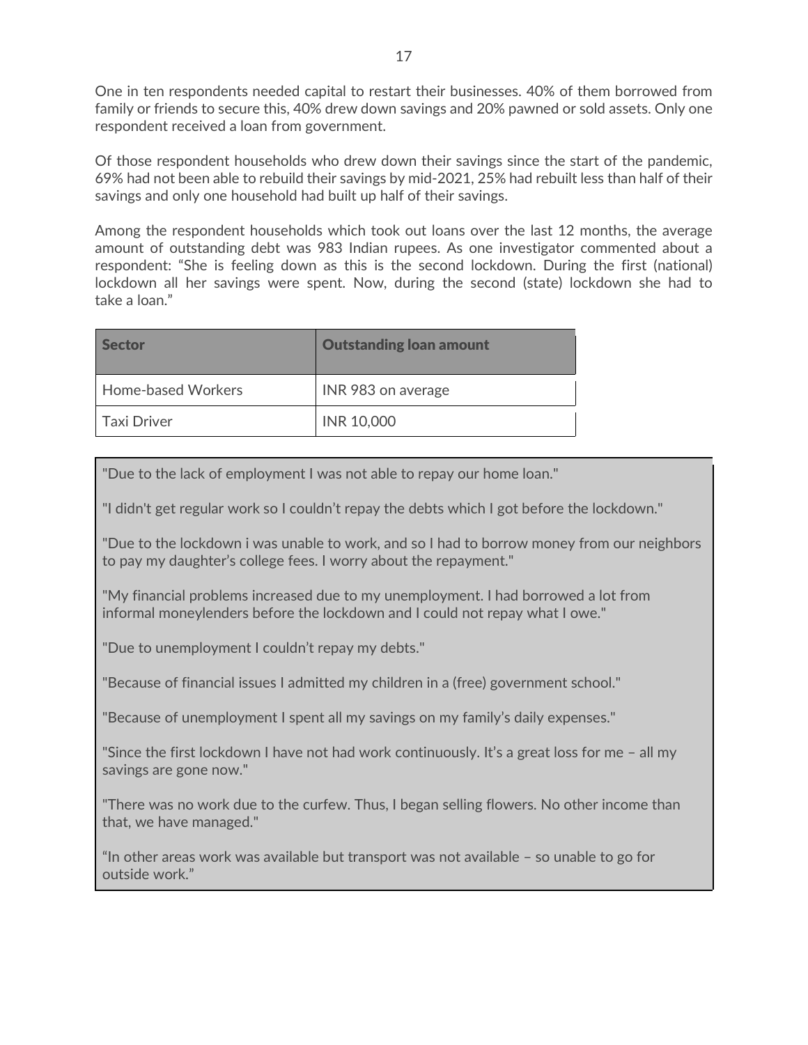One in ten respondents needed capital to restart their businesses. 40% of them borrowed from family or friends to secure this, 40% drew down savings and 20% pawned or sold assets. Only one respondent received a loan from government.

Of those respondent households who drew down their savings since the start of the pandemic, 69% had not been able to rebuild their savings by mid-2021, 25% had rebuilt less than half of their savings and only one household had built up half of their savings.

Among the respondent households which took out loans over the last 12 months, the average amount of outstanding debt was 983 Indian rupees. As one investigator commented about a respondent: "She is feeling down as this is the second lockdown. During the first (national) lockdown all her savings were spent. Now, during the second (state) lockdown she had to take a loan."

| Sector | Outstanding loan amount |
|---|---|
| Home-based Workers | INR 983 on average |
| Taxi Driver | INR 10,000 |

"Due to the lack of employment I was not able to repay our home loan."

"I didn't get regular work so I couldn't repay the debts which I got before the lockdown."

"Due to the lockdown i was unable to work, and so I had to borrow money from our neighbors to pay my daughter's college fees. I worry about the repayment."

"My financial problems increased due to my unemployment. I had borrowed a lot from informal moneylenders before the lockdown and I could not repay what I owe."

"Due to unemployment I couldn't repay my debts."

"Because of financial issues I admitted my children in a (free) government school."

"Because of unemployment I spent all my savings on my family's daily expenses."

"Since the first lockdown I have not had work continuously. It's a great loss for me – all my savings are gone now."

"There was no work due to the curfew. Thus, I began selling flowers. No other income than that, we have managed."

"In other areas work was available but transport was not available – so unable to go for outside work."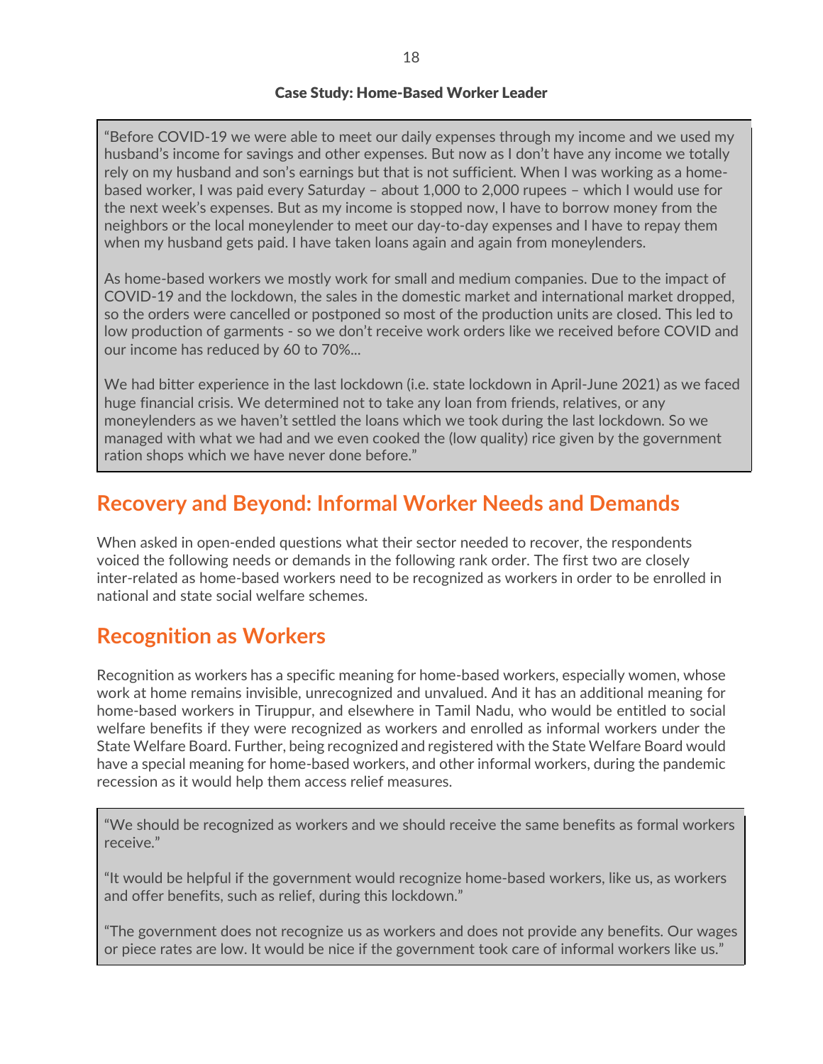**Case Study: Home-Based Worker Leader**

> "Before COVID-19 we were able to meet our daily expenses through my income and we used my husband's income for savings and other expenses. But now as I don't have any income we totally rely on my husband and son's earnings but that is not sufficient. When I was working as a home-based worker, I was paid every Saturday – about 1,000 to 2,000 rupees – which I would use for the next week's expenses. But as my income is stopped now, I have to borrow money from the neighbors or the local moneylender to meet our day-to-day expenses and I have to repay them when my husband gets paid. I have taken loans again and again from moneylenders.
>
> As home-based workers we mostly work for small and medium companies. Due to the impact of COVID-19 and the lockdown, the sales in the domestic market and international market dropped, so the orders were cancelled or postponed so most of the production units are closed. This led to low production of garments - so we don't receive work orders like we received before COVID and our income has reduced by 60 to 70%...
>
> We had bitter experience in the last lockdown (i.e. state lockdown in April-June 2021) as we faced huge financial crisis. We determined not to take any loan from friends, relatives, or any moneylenders as we haven't settled the loans which we took during the last lockdown. So we managed with what we had and we even cooked the (low quality) rice given by the government ration shops which we have never done before."

## Recovery and Beyond: Informal Worker Needs and Demands

When asked in open-ended questions what their sector needed to recover, the respondents voiced the following needs or demands in the following rank order. The first two are closely inter-related as home-based workers need to be recognized as workers in order to be enrolled in national and state social welfare schemes.

## Recognition as Workers

Recognition as workers has a specific meaning for home-based workers, especially women, whose work at home remains invisible, unrecognized and unvalued. And it has an additional meaning for home-based workers in Tiruppur, and elsewhere in Tamil Nadu, who would be entitled to social welfare benefits if they were recognized as workers and enrolled as informal workers under the State Welfare Board. Further, being recognized and registered with the State Welfare Board would have a special meaning for home-based workers, and other informal workers, during the pandemic recession as it would help them access relief measures.

> "We should be recognized as workers and we should receive the same benefits as formal workers receive."
>
> "It would be helpful if the government would recognize home-based workers, like us, as workers and offer benefits, such as relief, during this lockdown."
>
> "The government does not recognize us as workers and does not provide any benefits. Our wages or piece rates are low. It would be nice if the government took care of informal workers like us."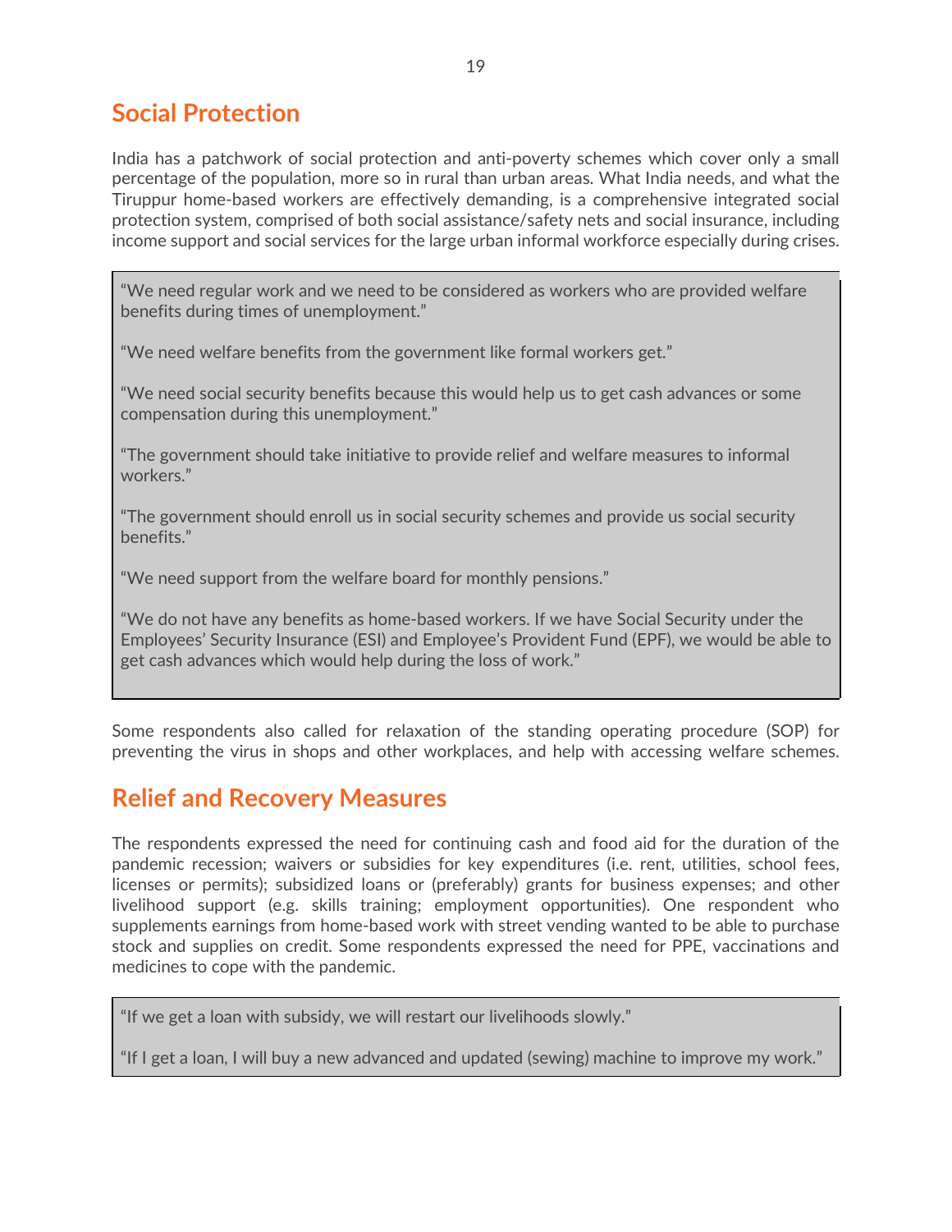## Social Protection

India has a patchwork of social protection and anti-poverty schemes which cover only a small percentage of the population, more so in rural than urban areas. What India needs, and what the Tiruppur home-based workers are effectively demanding, is a comprehensive integrated social protection system, comprised of both social assistance/safety nets and social insurance, including income support and social services for the large urban informal workforce especially during crises.

> "We need regular work and we need to be considered as workers who are provided welfare benefits during times of unemployment."
>
> "We need welfare benefits from the government like formal workers get."
>
> "We need social security benefits because this would help us to get cash advances or some compensation during this unemployment."
>
> "The government should take initiative to provide relief and welfare measures to informal workers."
>
> "The government should enroll us in social security schemes and provide us social security benefits."
>
> "We need support from the welfare board for monthly pensions."
>
> "We do not have any benefits as home-based workers. If we have Social Security under the Employees' Security Insurance (ESI) and Employee's Provident Fund (EPF), we would be able to get cash advances which would help during the loss of work."

Some respondents also called for relaxation of the standing operating procedure (SOP) for preventing the virus in shops and other workplaces, and help with accessing welfare schemes.

## Relief and Recovery Measures

The respondents expressed the need for continuing cash and food aid for the duration of the pandemic recession; waivers or subsidies for key expenditures (i.e. rent, utilities, school fees, licenses or permits); subsidized loans or (preferably) grants for business expenses; and other livelihood support (e.g. skills training; employment opportunities). One respondent who supplements earnings from home-based work with street vending wanted to be able to purchase stock and supplies on credit. Some respondents expressed the need for PPE, vaccinations and medicines to cope with the pandemic.

> "If we get a loan with subsidy, we will restart our livelihoods slowly."
>
> "If I get a loan, I will buy a new advanced and updated (sewing) machine to improve my work."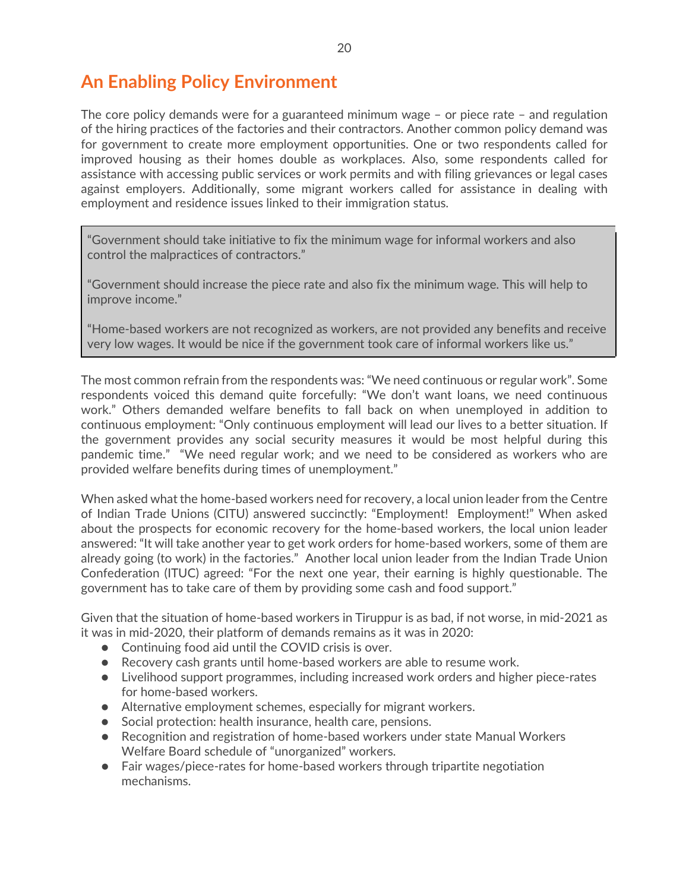## An Enabling Policy Environment

The core policy demands were for a guaranteed minimum wage – or piece rate – and regulation of the hiring practices of the factories and their contractors. Another common policy demand was for government to create more employment opportunities. One or two respondents called for improved housing as their homes double as workplaces. Also, some respondents called for assistance with accessing public services or work permits and with filing grievances or legal cases against employers. Additionally, some migrant workers called for assistance in dealing with employment and residence issues linked to their immigration status.

> "Government should take initiative to fix the minimum wage for informal workers and also control the malpractices of contractors."
>
> "Government should increase the piece rate and also fix the minimum wage. This will help to improve income."
>
> "Home-based workers are not recognized as workers, are not provided any benefits and receive very low wages. It would be nice if the government took care of informal workers like us."

The most common refrain from the respondents was: "We need continuous or regular work". Some respondents voiced this demand quite forcefully: "We don't want loans, we need continuous work." Others demanded welfare benefits to fall back on when unemployed in addition to continuous employment: "Only continuous employment will lead our lives to a better situation. If the government provides any social security measures it would be most helpful during this pandemic time." "We need regular work; and we need to be considered as workers who are provided welfare benefits during times of unemployment."

When asked what the home-based workers need for recovery, a local union leader from the Centre of Indian Trade Unions (CITU) answered succinctly: "Employment! Employment!" When asked about the prospects for economic recovery for the home-based workers, the local union leader answered: "It will take another year to get work orders for home-based workers, some of them are already going (to work) in the factories." Another local union leader from the Indian Trade Union Confederation (ITUC) agreed: "For the next one year, their earning is highly questionable. The government has to take care of them by providing some cash and food support."

Given that the situation of home-based workers in Tiruppur is as bad, if not worse, in mid-2021 as it was in mid-2020, their platform of demands remains as it was in 2020:

- Continuing food aid until the COVID crisis is over.
- Recovery cash grants until home-based workers are able to resume work.
- Livelihood support programmes, including increased work orders and higher piece-rates for home-based workers.
- Alternative employment schemes, especially for migrant workers.
- Social protection: health insurance, health care, pensions.
- Recognition and registration of home-based workers under state Manual Workers Welfare Board schedule of "unorganized" workers.
- Fair wages/piece-rates for home-based workers through tripartite negotiation mechanisms.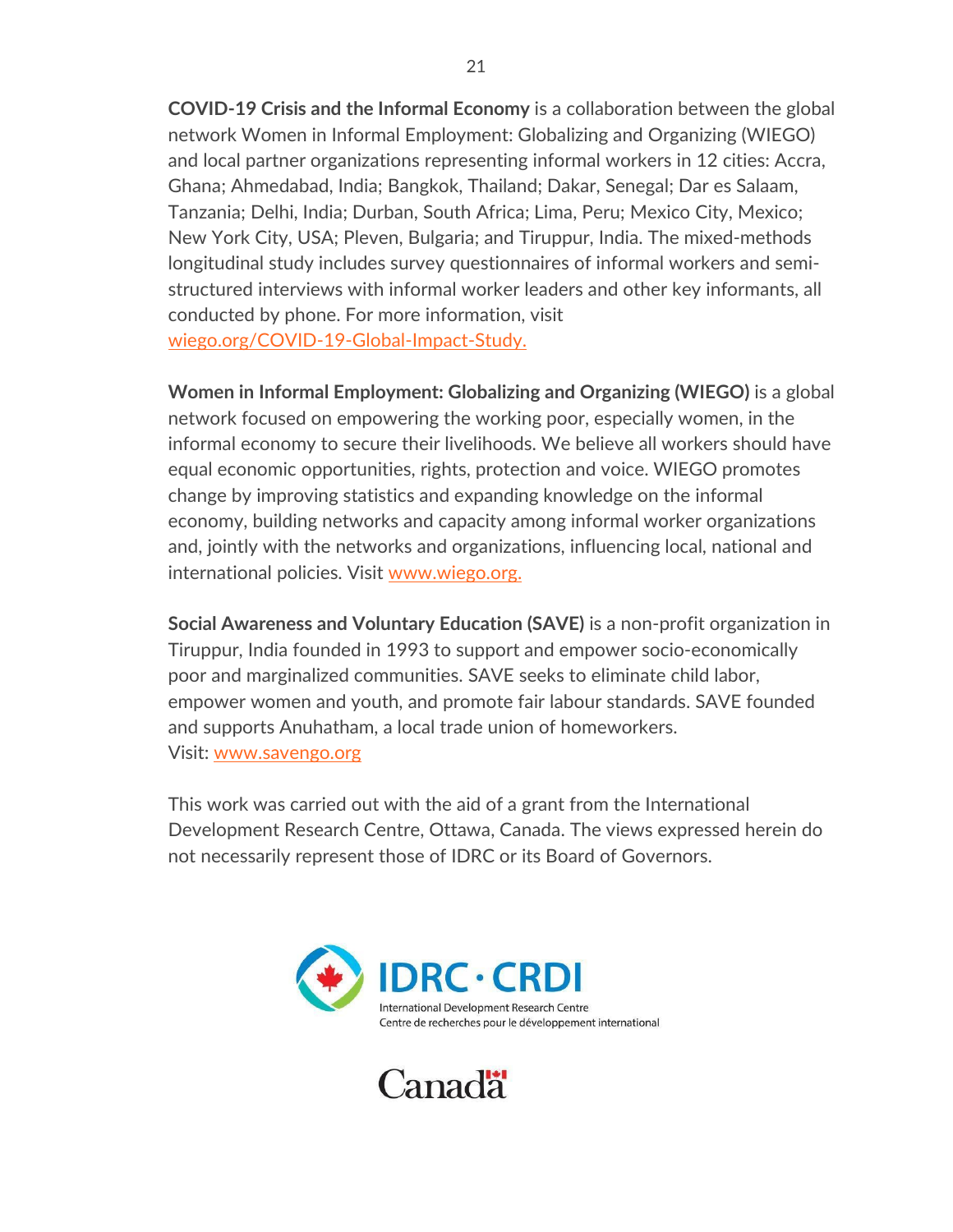**COVID-19 Crisis and the Informal Economy** is a collaboration between the global network Women in Informal Employment: Globalizing and Organizing (WIEGO) and local partner organizations representing informal workers in 12 cities: Accra, Ghana; Ahmedabad, India; Bangkok, Thailand; Dakar, Senegal; Dar es Salaam, Tanzania; Delhi, India; Durban, South Africa; Lima, Peru; Mexico City, Mexico; New York City, USA; Pleven, Bulgaria; and Tiruppur, India. The mixed-methods longitudinal study includes survey questionnaires of informal workers and semi-structured interviews with informal worker leaders and other key informants, all conducted by phone. For more information, visit wiego.org/COVID-19-Global-Impact-Study.

**Women in Informal Employment: Globalizing and Organizing (WIEGO)** is a global network focused on empowering the working poor, especially women, in the informal economy to secure their livelihoods. We believe all workers should have equal economic opportunities, rights, protection and voice. WIEGO promotes change by improving statistics and expanding knowledge on the informal economy, building networks and capacity among informal worker organizations and, jointly with the networks and organizations, influencing local, national and international policies. Visit www.wiego.org.

**Social Awareness and Voluntary Education (SAVE)** is a non-profit organization in Tiruppur, India founded in 1993 to support and empower socio-economically poor and marginalized communities. SAVE seeks to eliminate child labor, empower women and youth, and promote fair labour standards. SAVE founded and supports Anuhatham, a local trade union of homeworkers.
Visit: www.savengo.org

This work was carried out with the aid of a grant from the International Development Research Centre, Ottawa, Canada. The views expressed herein do not necessarily represent those of IDRC or its Board of Governors.

IDRC · CRDI
International Development Research Centre
Centre de recherches pour le développement international

Canada